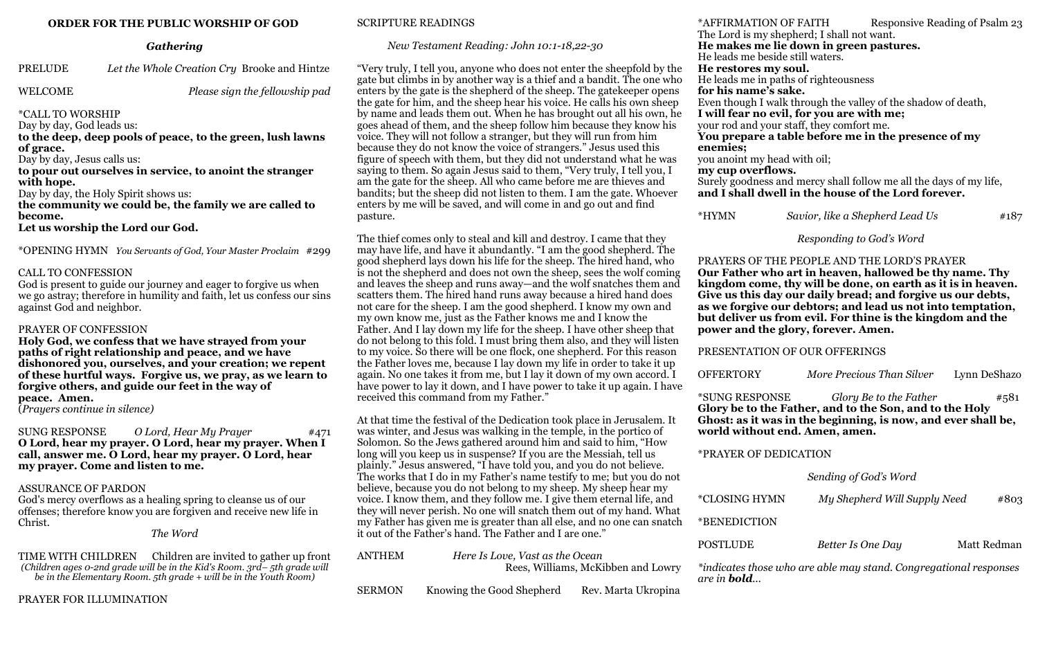## ORDER FOR THE PUBLIC WORSHIP OF GOD

### *Gathering*

PRELUDE *Let the Whole Creation Cry* Brooke and Hintze

WELCOME *Please sign the fellowship pad*

*CALL TO WORSHIP

Day by day, God leads us:

**to the deep, deep pools of peace, to the green, lush lawns of grace.**

Day by day, Jesus calls us:

**to pour out ourselves in service, to anoint the stranger with hope.**

Day by day, the Holy Spirit shows us:

**the community we could be, the family we are called to become.**

**Let us worship the Lord our God.**

*OPENING HYMN *You Servants of God, Your Master Proclaim* #299

CALL TO CONFESSION

God is present to guide our journey and eager to forgive us when we go astray; therefore in humility and faith, let us confess our sins against God and neighbor.

PRAYER OF CONFESSION

**Holy God, we confess that we have strayed from your paths of right relationship and peace, and we have dishonored you, ourselves, and your creation; we repent of these hurtful ways. Forgive us, we pray, as we learn to forgive others, and guide our feet in the way of peace. Amen.**

(*Prayers continue in silence)*

SUNG RESPONSE *O Lord, Hear My Prayer* #471

**O Lord, hear my prayer. O Lord, hear my prayer. When I call, answer me. O Lord, hear my prayer. O Lord, hear my prayer. Come and listen to me.**

ASSURANCE OF PARDON

God's mercy overflows as a healing spring to cleanse us of our offenses; therefore know you are forgiven and receive new life in Christ.

### *The Word*

TIME WITH CHILDREN Children are invited to gather up front

*(Children ages 0-2nd grade will be in the Kid's Room. 3rd– 5th grade will be in the Elementary Room. 5th grade + will be in the Youth Room)*

PRAYER FOR ILLUMINATION

SCRIPTURE READINGS

*New Testament Reading: John 10:1-18,22-30*

"Very truly, I tell you, anyone who does not enter the sheepfold by the gate but climbs in by another way is a thief and a bandit. The one who enters by the gate is the shepherd of the sheep. The gatekeeper opens the gate for him, and the sheep hear his voice. He calls his own sheep by name and leads them out. When he has brought out all his own, he goes ahead of them, and the sheep follow him because they know his voice. They will not follow a stranger, but they will run from him because they do not know the voice of strangers." Jesus used this figure of speech with them, but they did not understand what he was saying to them. So again Jesus said to them, "Very truly, I tell you, I am the gate for the sheep. All who came before me are thieves and bandits; but the sheep did not listen to them. I am the gate. Whoever enters by me will be saved, and will come in and go out and find pasture.

The thief comes only to steal and kill and destroy. I came that they may have life, and have it abundantly. "I am the good shepherd. The good shepherd lays down his life for the sheep. The hired hand, who is not the shepherd and does not own the sheep, sees the wolf coming and leaves the sheep and runs away—and the wolf snatches them and scatters them. The hired hand runs away because a hired hand does not care for the sheep. I am the good shepherd. I know my own and my own know me, just as the Father knows me and I know the Father. And I lay down my life for the sheep. I have other sheep that do not belong to this fold. I must bring them also, and they will listen to my voice. So there will be one flock, one shepherd. For this reason the Father loves me, because I lay down my life in order to take it up again. No one takes it from me, but I lay it down of my own accord. I have power to lay it down, and I have power to take it up again. I have received this command from my Father."

At that time the festival of the Dedication took place in Jerusalem. It was winter, and Jesus was walking in the temple, in the portico of Solomon. So the Jews gathered around him and said to him, "How long will you keep us in suspense? If you are the Messiah, tell us plainly." Jesus answered, "I have told you, and you do not believe. The works that I do in my Father's name testify to me; but you do not believe, because you do not belong to my sheep. My sheep hear my voice. I know them, and they follow me. I give them eternal life, and they will never perish. No one will snatch them out of my hand. What my Father has given me is greater than all else, and no one can snatch it out of the Father's hand. The Father and I are one."

ANTHEM *Here Is Love, Vast as the Ocean* Rees, Williams, McKibben and Lowry

SERMON Knowing the Good Shepherd Rev. Marta Ukropina

*AFFIRMATION OF FAITH Responsive Reading of Psalm 23

The Lord is my shepherd; I shall not want.

**He makes me lie down in green pastures.**

He leads me beside still waters.

**He restores my soul.**

He leads me in paths of righteousness

**for his name's sake.**

Even though I walk through the valley of the shadow of death,

**I will fear no evil, for you are with me;**

your rod and your staff, they comfort me.

**You prepare a table before me in the presence of my enemies;**

you anoint my head with oil;

**my cup overflows.**

Surely goodness and mercy shall follow me all the days of my life,

**and I shall dwell in the house of the Lord forever.**

*HYMN *Savior, like a Shepherd Lead Us* #187

### *Responding to God's Word*

PRAYERS OF THE PEOPLE AND THE LORD'S PRAYER

**Our Father who art in heaven, hallowed be thy name. Thy kingdom come, thy will be done, on earth as it is in heaven. Give us this day our daily bread; and forgive us our debts, as we forgive our debtors; and lead us not into temptation, but deliver us from evil. For thine is the kingdom and the power and the glory, forever. Amen.**

PRESENTATION OF OUR OFFERINGS

OFFERTORY *More Precious Than Silver* Lynn DeShazo

*SUNG RESPONSE *Glory Be to the Father* #581

**Glory be to the Father, and to the Son, and to the Holy Ghost: as it was in the beginning, is now, and ever shall be, world without end. Amen, amen.**

*PRAYER OF DEDICATION

### *Sending of God's Word*

*CLOSING HYMN *My Shepherd Will Supply Need* #803

*BENEDICTION

POSTLUDE *Better Is One Day* Matt Redman

**indicates those who are able may stand. Congregational responses are in **bold**...*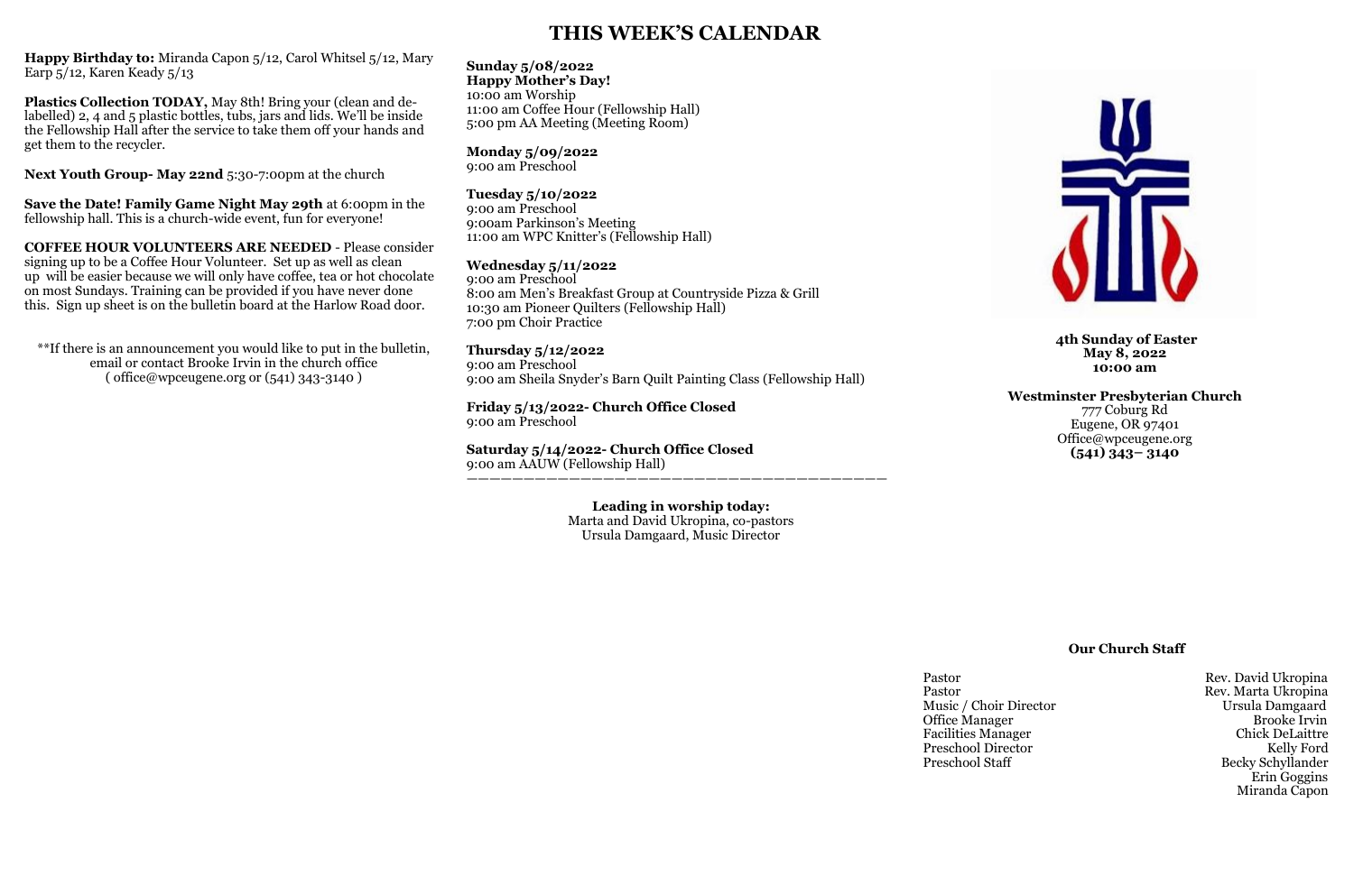# THIS WEEK'S CALENDAR

**Happy Birthday to:** Miranda Capon 5/12, Carol Whitsel 5/12, Mary Earp 5/12, Karen Keady 5/13

**Plastics Collection TODAY,** May 8th! Bring your (clean and de-labelled) 2, 4 and 5 plastic bottles, tubs, jars and lids. We'll be inside the Fellowship Hall after the service to take them off your hands and get them to the recycler.

**Next Youth Group- May 22nd** 5:30-7:00pm at the church

**Save the Date! Family Game Night May 29th** at 6:00pm in the fellowship hall. This is a church-wide event, fun for everyone!

**COFFEE HOUR VOLUNTEERS ARE NEEDED** - Please consider signing up to be a Coffee Hour Volunteer. Set up as well as clean up will be easier because we will only have coffee, tea or hot chocolate on most Sundays. Training can be provided if you have never done this. Sign up sheet is on the bulletin board at the Harlow Road door.

**If there is an announcement you would like to put in the bulletin, email or contact Brooke Irvin in the church office ( office@wpceugene.org or (541) 343-3140 )

**Sunday 5/08/2022**
**Happy Mother's Day!**
10:00 am Worship
11:00 am Coffee Hour (Fellowship Hall)
5:00 pm AA Meeting (Meeting Room)

**Monday 5/09/2022**
9:00 am Preschool

**Tuesday 5/10/2022**
9:00 am Preschool
9:00am Parkinson's Meeting
11:00 am WPC Knitter's (Fellowship Hall)

**Wednesday 5/11/2022**
9:00 am Preschool
8:00 am Men's Breakfast Group at Countryside Pizza & Grill
10:30 am Pioneer Quilters (Fellowship Hall)
7:00 pm Choir Practice

**Thursday 5/12/2022**
9:00 am Preschool
9:00 am Sheila Snyder's Barn Quilt Painting Class (Fellowship Hall)

**Friday 5/13/2022- Church Office Closed**
9:00 am Preschool

**Saturday 5/14/2022- Church Office Closed**
9:00 am AAUW (Fellowship Hall)

---

**Leading in worship today:**
Marta and David Ukropina, co-pastors
Ursula Damgaard, Music Director

**4th Sunday of Easter**
**May 8, 2022**
**10:00 am**

**Westminster Presbyterian Church**
777 Coburg Rd
Eugene, OR 97401
Office@wpceugene.org
**(541) 343– 3140**

**Our Church Staff**

| | |
|---|---|
| Pastor | Rev. David Ukropina |
| Pastor | Rev. Marta Ukropina |
| Music / Choir Director | Ursula Damgaard |
| Office Manager | Brooke Irvin |
| Facilities Manager | Chick DeLaittre |
| Preschool Director | Kelly Ford |
| Preschool Staff | Becky Schyllander |
| | Erin Goggins |
| | Miranda Capon |